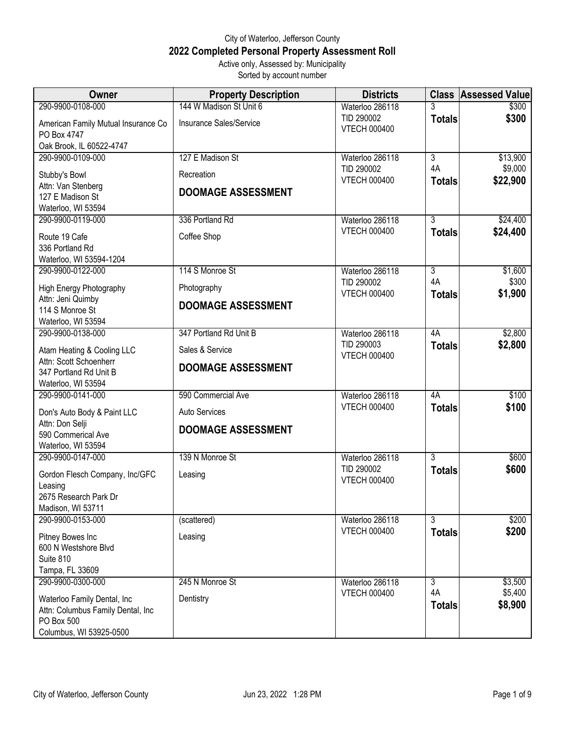City of Waterloo, Jefferson County

# 2022 Completed Personal Property Assessment Roll

Active only, Assessed by: Municipality
Sorted by account number

| Owner | Property Description | Districts | Class | Assessed Value |
|---|---|---|---|---|
| 290-9900-0108-000<br>American Family Mutual Insurance Co<br>PO Box 4747<br>Oak Brook, IL 60522-4747 | 144 W Madison St Unit 6<br>Insurance Sales/Service | Waterloo 286118<br>TID 290002<br>VTECH 000400 | 3<br>**Totals** | $300<br>**$300** |
| 290-9900-0109-000<br>Stubby's Bowl<br>Attn: Van Stenberg<br>127 E Madison St<br>Waterloo, WI 53594 | 127 E Madison St<br>Recreation<br>**DOOMAGE ASSESSMENT** | Waterloo 286118<br>TID 290002<br>VTECH 000400 | 3<br>4A<br>**Totals** | $13,900<br>$9,000<br>**$22,900** |
| 290-9900-0119-000<br>Route 19 Cafe<br>336 Portland Rd<br>Waterloo, WI 53594-1204 | 336 Portland Rd<br>Coffee Shop | Waterloo 286118<br>VTECH 000400 | 3<br>**Totals** | $24,400<br>**$24,400** |
| 290-9900-0122-000<br>High Energy Photography<br>Attn: Jeni Quimby<br>114 S Monroe St<br>Waterloo, WI 53594 | 114 S Monroe St<br>Photography<br>**DOOMAGE ASSESSMENT** | Waterloo 286118<br>TID 290002<br>VTECH 000400 | 3<br>4A<br>**Totals** | $1,600<br>$300<br>**$1,900** |
| 290-9900-0138-000<br>Atam Heating & Cooling LLC<br>Attn: Scott Schoenherr<br>347 Portland Rd Unit B<br>Waterloo, WI 53594 | 347 Portland Rd Unit B<br>Sales & Service<br>**DOOMAGE ASSESSMENT** | Waterloo 286118<br>TID 290003<br>VTECH 000400 | 4A<br>**Totals** | $2,800<br>**$2,800** |
| 290-9900-0141-000<br>Don's Auto Body & Paint LLC<br>Attn: Don Selji<br>590 Commerical Ave<br>Waterloo, WI 53594 | 590 Commercial Ave<br>Auto Services<br>**DOOMAGE ASSESSMENT** | Waterloo 286118<br>VTECH 000400 | 4A<br>**Totals** | $100<br>**$100** |
| 290-9900-0147-000<br>Gordon Flesch Company, Inc/GFC Leasing<br>2675 Research Park Dr<br>Madison, WI 53711 | 139 N Monroe St<br>Leasing | Waterloo 286118<br>TID 290002<br>VTECH 000400 | 3<br>**Totals** | $600<br>**$600** |
| 290-9900-0153-000<br>Pitney Bowes Inc<br>600 N Westshore Blvd<br>Suite 810<br>Tampa, FL 33609 | (scattered)<br>Leasing | Waterloo 286118<br>VTECH 000400 | 3<br>**Totals** | $200<br>**$200** |
| 290-9900-0300-000<br>Waterloo Family Dental, Inc<br>Attn: Columbus Family Dental, Inc<br>PO Box 500<br>Columbus, WI 53925-0500 | 245 N Monroe St<br>Dentistry | Waterloo 286118<br>VTECH 000400 | 3<br>4A<br>**Totals** | $3,500<br>$5,400<br>**$8,900** |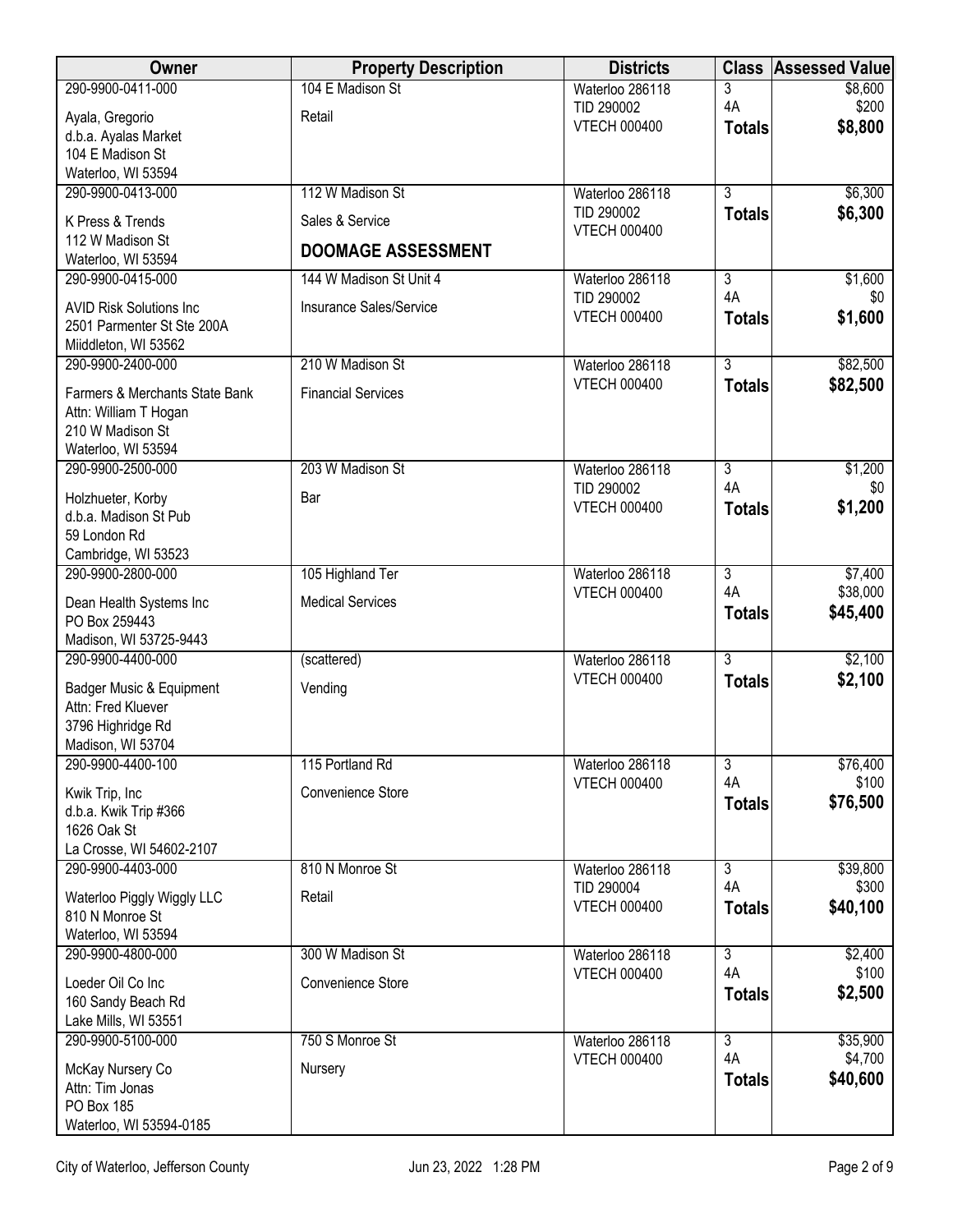| Owner | Property Description | Districts | Class | Assessed Value |
|---|---|---|---|---|
| 290-9900-0411-000<br>Ayala, Gregorio<br>d.b.a. Ayalas Market<br>104 E Madison St<br>Waterloo, WI 53594 | 104 E Madison St<br>Retail | Waterloo 286118<br>TID 290002<br>VTECH 000400 | 3<br>4A<br>**Totals** | \$8,600<br>\$200<br>**\$8,800** |
| 290-9900-0413-000<br>K Press & Trends<br>112 W Madison St<br>Waterloo, WI 53594 | 112 W Madison St<br>Sales & Service<br>**DOOMAGE ASSESSMENT** | Waterloo 286118<br>TID 290002<br>VTECH 000400 | 3<br>**Totals** | \$6,300<br>**\$6,300** |
| 290-9900-0415-000<br>AVID Risk Solutions Inc<br>2501 Parmenter St Ste 200A<br>Miiddleton, WI 53562 | 144 W Madison St Unit 4<br>Insurance Sales/Service | Waterloo 286118<br>TID 290002<br>VTECH 000400 | 3<br>4A<br>**Totals** | \$1,600<br>\$0<br>**\$1,600** |
| 290-9900-2400-000<br>Farmers & Merchants State Bank<br>Attn: William T Hogan<br>210 W Madison St<br>Waterloo, WI 53594 | 210 W Madison St<br>Financial Services | Waterloo 286118<br>VTECH 000400 | 3<br>**Totals** | \$82,500<br>**\$82,500** |
| 290-9900-2500-000<br>Holzhueter, Korby<br>d.b.a. Madison St Pub<br>59 London Rd<br>Cambridge, WI 53523 | 203 W Madison St<br>Bar | Waterloo 286118<br>TID 290002<br>VTECH 000400 | 3<br>4A<br>**Totals** | \$1,200<br>\$0<br>**\$1,200** |
| 290-9900-2800-000<br>Dean Health Systems Inc<br>PO Box 259443<br>Madison, WI 53725-9443 | 105 Highland Ter<br>Medical Services | Waterloo 286118<br>VTECH 000400 | 3<br>4A<br>**Totals** | \$7,400<br>\$38,000<br>**\$45,400** |
| 290-9900-4400-000<br>Badger Music & Equipment<br>Attn: Fred Kluever<br>3796 Highridge Rd<br>Madison, WI 53704 | (scattered)<br>Vending | Waterloo 286118<br>VTECH 000400 | 3<br>**Totals** | \$2,100<br>**\$2,100** |
| 290-9900-4400-100<br>Kwik Trip, Inc<br>d.b.a. Kwik Trip #366<br>1626 Oak St<br>La Crosse, WI 54602-2107 | 115 Portland Rd<br>Convenience Store | Waterloo 286118<br>VTECH 000400 | 3<br>4A<br>**Totals** | \$76,400<br>\$100<br>**\$76,500** |
| 290-9900-4403-000<br>Waterloo Piggly Wiggly LLC<br>810 N Monroe St<br>Waterloo, WI 53594 | 810 N Monroe St<br>Retail | Waterloo 286118<br>TID 290004<br>VTECH 000400 | 3<br>4A<br>**Totals** | \$39,800<br>\$300<br>**\$40,100** |
| 290-9900-4800-000<br>Loeder Oil Co Inc<br>160 Sandy Beach Rd<br>Lake Mills, WI 53551 | 300 W Madison St<br>Convenience Store | Waterloo 286118<br>VTECH 000400 | 3<br>4A<br>**Totals** | \$2,400<br>\$100<br>**\$2,500** |
| 290-9900-5100-000<br>McKay Nursery Co<br>Attn: Tim Jonas<br>PO Box 185<br>Waterloo, WI 53594-0185 | 750 S Monroe St<br>Nursery | Waterloo 286118<br>VTECH 000400 | 3<br>4A<br>**Totals** | \$35,900<br>\$4,700<br>**\$40,600** |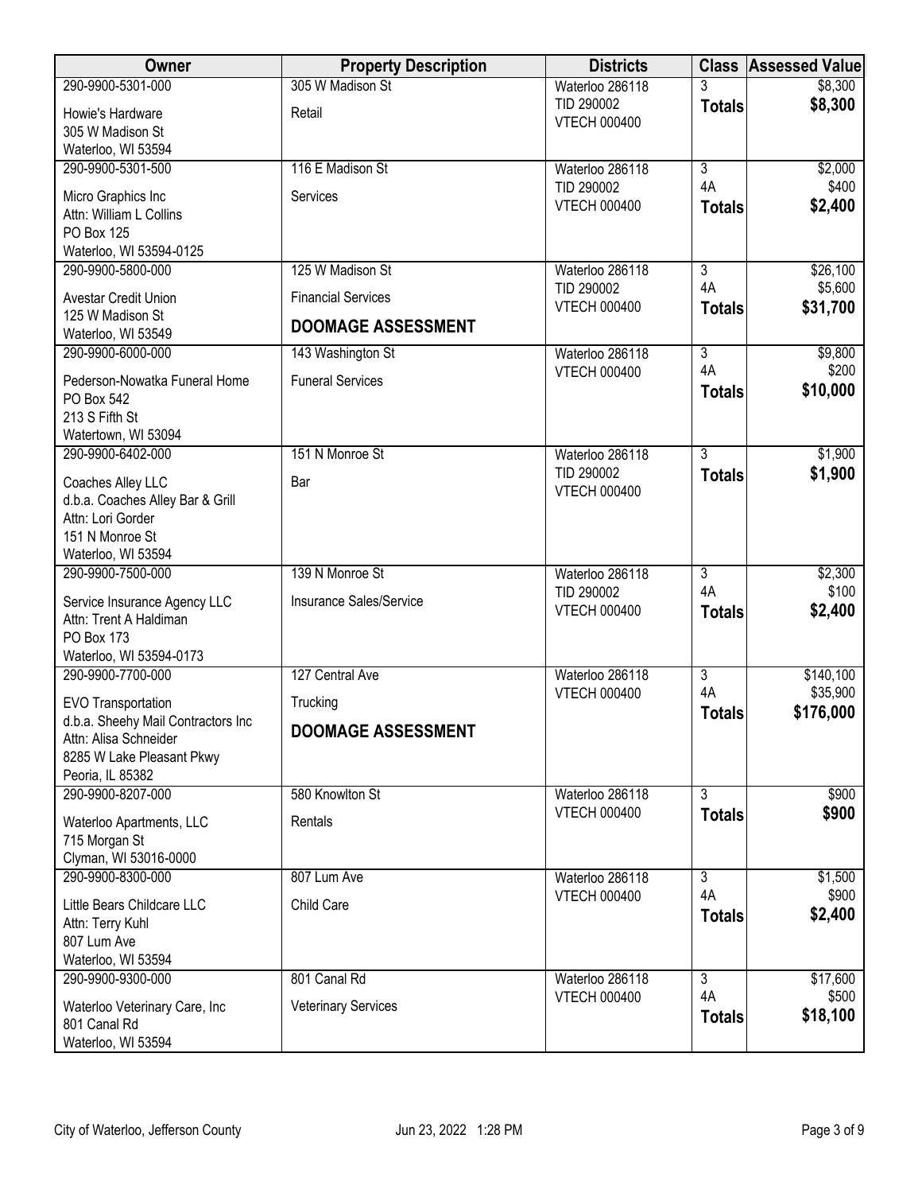| Owner | Property Description | Districts | Class | Assessed Value |
|---|---|---|---|---|
| 290-9900-5301-000<br>Howie's Hardware<br>305 W Madison St<br>Waterloo, WI 53594 | 305 W Madison St<br>Retail | Waterloo 286118<br>TID 290002<br>VTECH 000400 | 3<br>**Totals** | \$8,300<br>**\$8,300** |
| 290-9900-5301-500<br>Micro Graphics Inc<br>Attn: William L Collins<br>PO Box 125<br>Waterloo, WI 53594-0125 | 116 E Madison St<br>Services | Waterloo 286118<br>TID 290002<br>VTECH 000400 | 3<br>4A<br>**Totals** | \$2,000<br>\$400<br>**\$2,400** |
| 290-9900-5800-000<br>Avestar Credit Union<br>125 W Madison St<br>Waterloo, WI 53549 | 125 W Madison St<br>Financial Services<br>**DOOMAGE ASSESSMENT** | Waterloo 286118<br>TID 290002<br>VTECH 000400 | 3<br>4A<br>**Totals** | \$26,100<br>\$5,600<br>**\$31,700** |
| 290-9900-6000-000<br>Pederson-Nowatka Funeral Home<br>PO Box 542<br>213 S Fifth St<br>Watertown, WI 53094 | 143 Washington St<br>Funeral Services | Waterloo 286118<br>VTECH 000400 | 3<br>4A<br>**Totals** | \$9,800<br>\$200<br>**\$10,000** |
| 290-9900-6402-000<br>Coaches Alley LLC<br>d.b.a. Coaches Alley Bar & Grill<br>Attn: Lori Gorder<br>151 N Monroe St<br>Waterloo, WI 53594 | 151 N Monroe St<br>Bar | Waterloo 286118<br>TID 290002<br>VTECH 000400 | 3<br>**Totals** | \$1,900<br>**\$1,900** |
| 290-9900-7500-000<br>Service Insurance Agency LLC<br>Attn: Trent A Haldiman<br>PO Box 173<br>Waterloo, WI 53594-0173 | 139 N Monroe St<br>Insurance Sales/Service | Waterloo 286118<br>TID 290002<br>VTECH 000400 | 3<br>4A<br>**Totals** | \$2,300<br>\$100<br>**\$2,400** |
| 290-9900-7700-000<br>EVO Transportation<br>d.b.a. Sheehy Mail Contractors Inc<br>Attn: Alisa Schneider<br>8285 W Lake Pleasant Pkwy<br>Peoria, IL 85382 | 127 Central Ave<br>Trucking<br>**DOOMAGE ASSESSMENT** | Waterloo 286118<br>VTECH 000400 | 3<br>4A<br>**Totals** | \$140,100<br>\$35,900<br>**\$176,000** |
| 290-9900-8207-000<br>Waterloo Apartments, LLC<br>715 Morgan St<br>Clyman, WI 53016-0000 | 580 Knowlton St<br>Rentals | Waterloo 286118<br>VTECH 000400 | 3<br>**Totals** | \$900<br>**\$900** |
| 290-9900-8300-000<br>Little Bears Childcare LLC<br>Attn: Terry Kuhl<br>807 Lum Ave<br>Waterloo, WI 53594 | 807 Lum Ave<br>Child Care | Waterloo 286118<br>VTECH 000400 | 3<br>4A<br>**Totals** | \$1,500<br>\$900<br>**\$2,400** |
| 290-9900-9300-000<br>Waterloo Veterinary Care, Inc<br>801 Canal Rd<br>Waterloo, WI 53594 | 801 Canal Rd<br>Veterinary Services | Waterloo 286118<br>VTECH 000400 | 3<br>4A<br>**Totals** | \$17,600<br>\$500<br>**\$18,100** |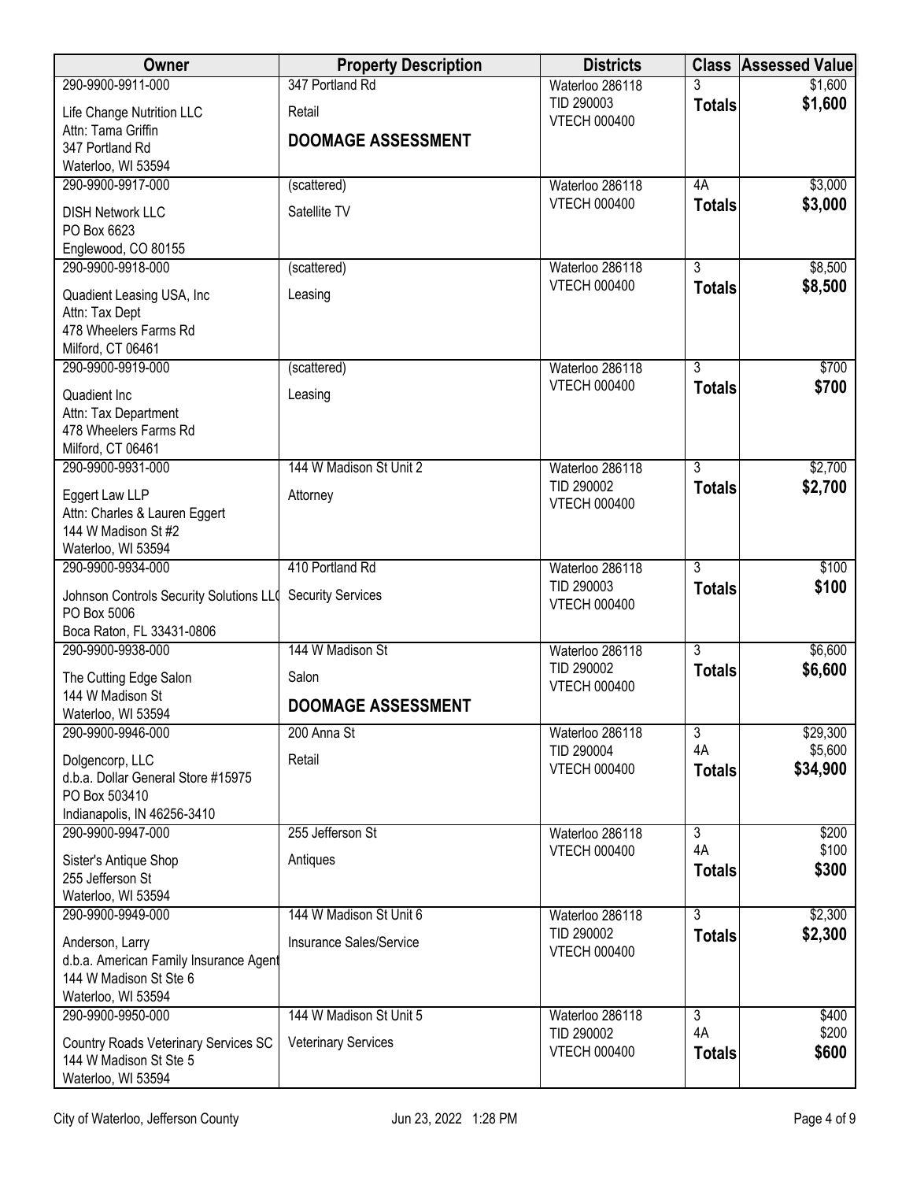| Owner | Property Description | Districts | Class | Assessed Value |
|---|---|---|---|---|
| 290-9900-9911-000<br>Life Change Nutrition LLC<br>Attn: Tama Griffin<br>347 Portland Rd<br>Waterloo, WI 53594 | 347 Portland Rd<br>Retail<br>**DOOMAGE ASSESSMENT** | Waterloo 286118<br>TID 290003<br>VTECH 000400 | 3<br>**Totals** | $1,600<br>**$1,600** |
| 290-9900-9917-000<br>DISH Network LLC<br>PO Box 6623<br>Englewood, CO 80155 | (scattered)<br>Satellite TV | Waterloo 286118<br>VTECH 000400 | 4A<br>**Totals** | $3,000<br>**$3,000** |
| 290-9900-9918-000<br>Quadient Leasing USA, Inc<br>Attn: Tax Dept<br>478 Wheelers Farms Rd<br>Milford, CT 06461 | (scattered)<br>Leasing | Waterloo 286118<br>VTECH 000400 | 3<br>**Totals** | $8,500<br>**$8,500** |
| 290-9900-9919-000<br>Quadient Inc<br>Attn: Tax Department<br>478 Wheelers Farms Rd<br>Milford, CT 06461 | (scattered)<br>Leasing | Waterloo 286118<br>VTECH 000400 | 3<br>**Totals** | $700<br>**$700** |
| 290-9900-9931-000<br>Eggert Law LLP<br>Attn: Charles & Lauren Eggert<br>144 W Madison St #2<br>Waterloo, WI 53594 | 144 W Madison St Unit 2<br>Attorney | Waterloo 286118<br>TID 290002<br>VTECH 000400 | 3<br>**Totals** | $2,700<br>**$2,700** |
| 290-9900-9934-000<br>Johnson Controls Security Solutions LLC<br>PO Box 5006<br>Boca Raton, FL 33431-0806 | 410 Portland Rd<br>Security Services | Waterloo 286118<br>TID 290003<br>VTECH 000400 | 3<br>**Totals** | $100<br>**$100** |
| 290-9900-9938-000<br>The Cutting Edge Salon<br>144 W Madison St<br>Waterloo, WI 53594 | 144 W Madison St<br>Salon<br>**DOOMAGE ASSESSMENT** | Waterloo 286118<br>TID 290002<br>VTECH 000400 | 3<br>**Totals** | $6,600<br>**$6,600** |
| 290-9900-9946-000<br>Dolgencorp, LLC<br>d.b.a. Dollar General Store #15975<br>PO Box 503410<br>Indianapolis, IN 46256-3410 | 200 Anna St<br>Retail | Waterloo 286118<br>TID 290004<br>VTECH 000400 | 3<br>4A<br>**Totals** | $29,300<br>$5,600<br>**$34,900** |
| 290-9900-9947-000<br>Sister's Antique Shop<br>255 Jefferson St<br>Waterloo, WI 53594 | 255 Jefferson St<br>Antiques | Waterloo 286118<br>VTECH 000400 | 3<br>4A<br>**Totals** | $200<br>$100<br>**$300** |
| 290-9900-9949-000<br>Anderson, Larry<br>d.b.a. American Family Insurance Agent<br>144 W Madison St Ste 6<br>Waterloo, WI 53594 | 144 W Madison St Unit 6<br>Insurance Sales/Service | Waterloo 286118<br>TID 290002<br>VTECH 000400 | 3<br>**Totals** | $2,300<br>**$2,300** |
| 290-9900-9950-000<br>Country Roads Veterinary Services SC<br>144 W Madison St Ste 5<br>Waterloo, WI 53594 | 144 W Madison St Unit 5<br>Veterinary Services | Waterloo 286118<br>TID 290002<br>VTECH 000400 | 3<br>4A<br>**Totals** | $400<br>$200<br>**$600** |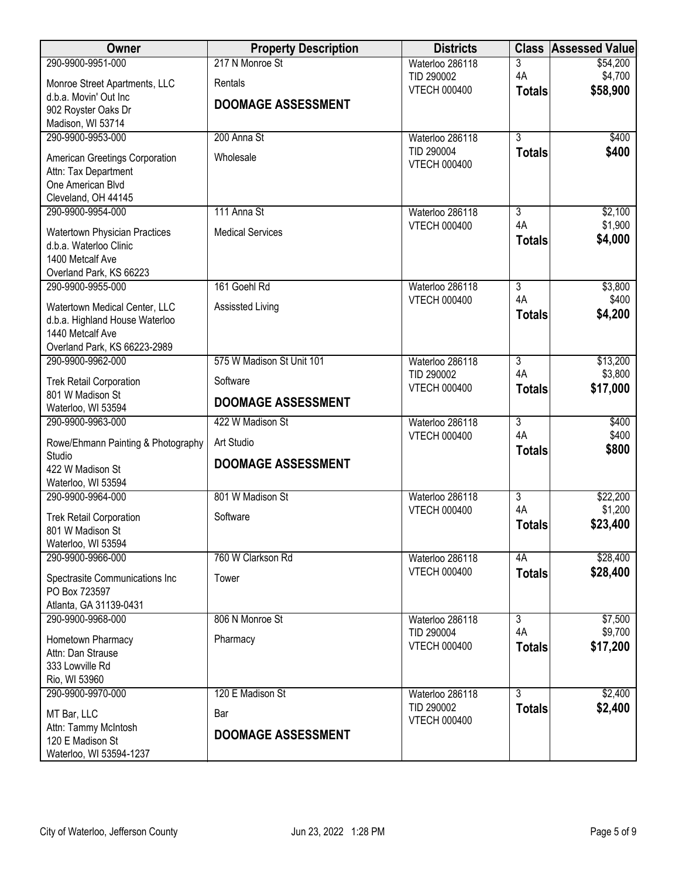| Owner | Property Description | Districts | Class | Assessed Value |
|---|---|---|---|---|
| 290-9900-9951-000<br>Monroe Street Apartments, LLC<br>d.b.a. Movin' Out Inc<br>902 Royster Oaks Dr<br>Madison, WI 53714 | 217 N Monroe St<br>Rentals<br>**DOOMAGE ASSESSMENT** | Waterloo 286118<br>TID 290002<br>VTECH 000400 | 3<br>4A<br>**Totals** | $54,200<br>$4,700<br>**$58,900** |
| 290-9900-9953-000<br>American Greetings Corporation<br>Attn: Tax Department<br>One American Blvd<br>Cleveland, OH 44145 | 200 Anna St<br>Wholesale | Waterloo 286118<br>TID 290004<br>VTECH 000400 | 3<br>**Totals** | $400<br>**$400** |
| 290-9900-9954-000<br>Watertown Physician Practices<br>d.b.a. Waterloo Clinic<br>1400 Metcalf Ave<br>Overland Park, KS 66223 | 111 Anna St<br>Medical Services | Waterloo 286118<br>VTECH 000400 | 3<br>4A<br>**Totals** | $2,100<br>$1,900<br>**$4,000** |
| 290-9900-9955-000<br>Watertown Medical Center, LLC<br>d.b.a. Highland House Waterloo<br>1440 Metcalf Ave<br>Overland Park, KS 66223-2989 | 161 Goehl Rd<br>Assissted Living | Waterloo 286118<br>VTECH 000400 | 3<br>4A<br>**Totals** | $3,800<br>$400<br>**$4,200** |
| 290-9900-9962-000<br>Trek Retail Corporation<br>801 W Madison St<br>Waterloo, WI 53594 | 575 W Madison St Unit 101<br>Software<br>**DOOMAGE ASSESSMENT** | Waterloo 286118<br>TID 290002<br>VTECH 000400 | 3<br>4A<br>**Totals** | $13,200<br>$3,800<br>**$17,000** |
| 290-9900-9963-000<br>Rowe/Ehmann Painting & Photography Studio<br>422 W Madison St<br>Waterloo, WI 53594 | 422 W Madison St<br>Art Studio<br>**DOOMAGE ASSESSMENT** | Waterloo 286118<br>VTECH 000400 | 3<br>4A<br>**Totals** | $400<br>$400<br>**$800** |
| 290-9900-9964-000<br>Trek Retail Corporation<br>801 W Madison St<br>Waterloo, WI 53594 | 801 W Madison St<br>Software | Waterloo 286118<br>VTECH 000400 | 3<br>4A<br>**Totals** | $22,200<br>$1,200<br>**$23,400** |
| 290-9900-9966-000<br>Spectrasite Communications Inc<br>PO Box 723597<br>Atlanta, GA 31139-0431 | 760 W Clarkson Rd<br>Tower | Waterloo 286118<br>VTECH 000400 | 4A<br>**Totals** | $28,400<br>**$28,400** |
| 290-9900-9968-000<br>Hometown Pharmacy<br>Attn: Dan Strause<br>333 Lowville Rd<br>Rio, WI 53960 | 806 N Monroe St<br>Pharmacy | Waterloo 286118<br>TID 290004<br>VTECH 000400 | 3<br>4A<br>**Totals** | $7,500<br>$9,700<br>**$17,200** |
| 290-9900-9970-000<br>MT Bar, LLC<br>Attn: Tammy McIntosh<br>120 E Madison St<br>Waterloo, WI 53594-1237 | 120 E Madison St<br>Bar<br>**DOOMAGE ASSESSMENT** | Waterloo 286118<br>TID 290002<br>VTECH 000400 | 3<br>**Totals** | $2,400<br>**$2,400** |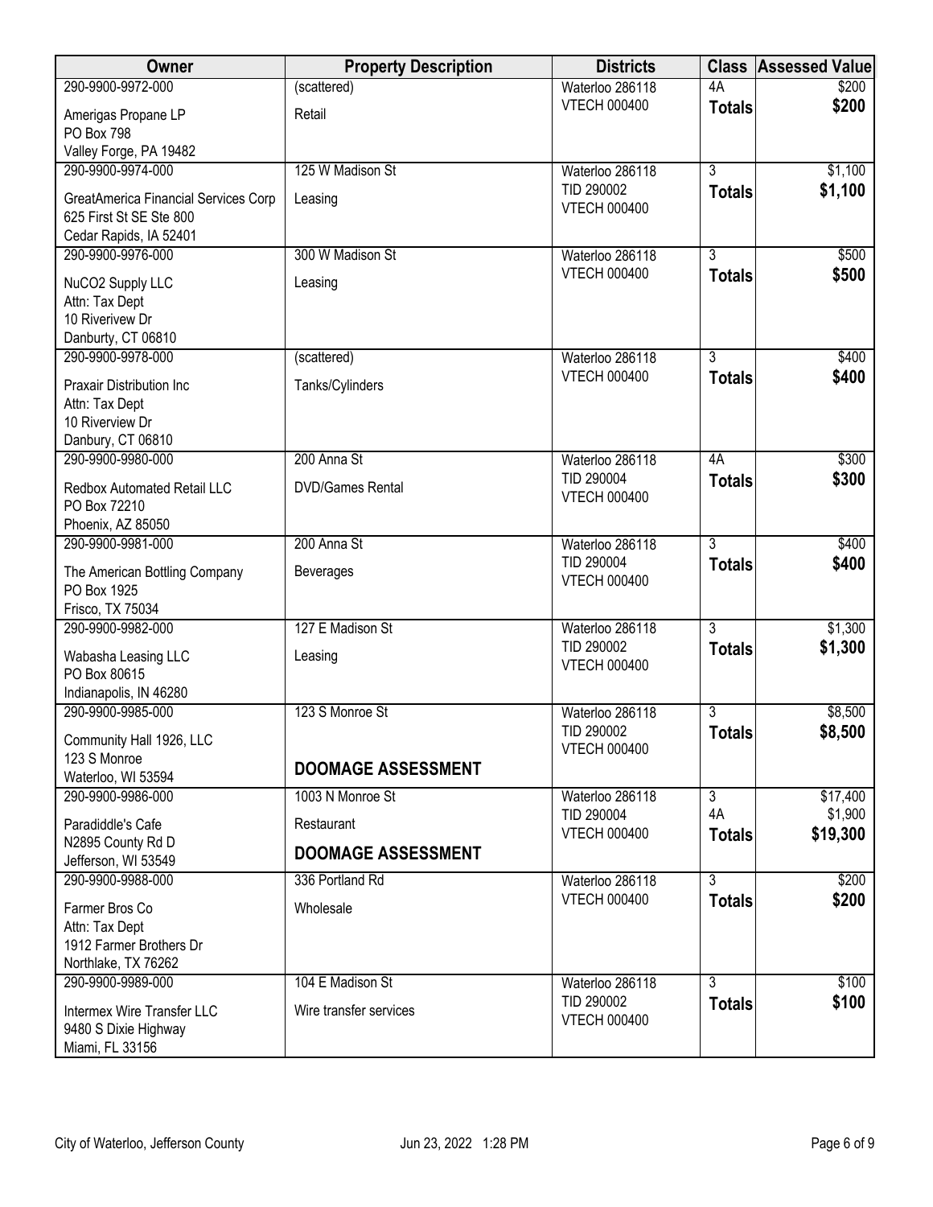| Owner | Property Description | Districts | Class | Assessed Value |
|---|---|---|---|---|
| 290-9900-9972-000<br>Amerigas Propane LP<br>PO Box 798<br>Valley Forge, PA 19482 | (scattered)<br>Retail | Waterloo 286118<br>VTECH 000400 | 4A<br>**Totals** | $200<br>**$200** |
| 290-9900-9974-000<br>GreatAmerica Financial Services Corp<br>625 First St SE Ste 800<br>Cedar Rapids, IA 52401 | 125 W Madison St<br>Leasing | Waterloo 286118<br>TID 290002<br>VTECH 000400 | 3<br>**Totals** | $1,100<br>**$1,100** |
| 290-9900-9976-000<br>NuCO2 Supply LLC<br>Attn: Tax Dept<br>10 Riverivew Dr<br>Danburty, CT 06810 | 300 W Madison St<br>Leasing | Waterloo 286118<br>VTECH 000400 | 3<br>**Totals** | $500<br>**$500** |
| 290-9900-9978-000<br>Praxair Distribution Inc<br>Attn: Tax Dept<br>10 Riverview Dr<br>Danbury, CT 06810 | (scattered)<br>Tanks/Cylinders | Waterloo 286118<br>VTECH 000400 | 3<br>**Totals** | $400<br>**$400** |
| 290-9900-9980-000<br>Redbox Automated Retail LLC<br>PO Box 72210<br>Phoenix, AZ 85050 | 200 Anna St<br>DVD/Games Rental | Waterloo 286118<br>TID 290004<br>VTECH 000400 | 4A<br>**Totals** | $300<br>**$300** |
| 290-9900-9981-000<br>The American Bottling Company<br>PO Box 1925<br>Frisco, TX 75034 | 200 Anna St<br>Beverages | Waterloo 286118<br>TID 290004<br>VTECH 000400 | 3<br>**Totals** | $400<br>**$400** |
| 290-9900-9982-000<br>Wabasha Leasing LLC<br>PO Box 80615<br>Indianapolis, IN 46280 | 127 E Madison St<br>Leasing | Waterloo 286118<br>TID 290002<br>VTECH 000400 | 3<br>**Totals** | $1,300<br>**$1,300** |
| 290-9900-9985-000<br>Community Hall 1926, LLC<br>123 S Monroe<br>Waterloo, WI 53594 | 123 S Monroe St<br>**DOOMAGE ASSESSMENT** | Waterloo 286118<br>TID 290002<br>VTECH 000400 | 3<br>**Totals** | $8,500<br>**$8,500** |
| 290-9900-9986-000<br>Paradiddle's Cafe<br>N2895 County Rd D<br>Jefferson, WI 53549 | 1003 N Monroe St<br>Restaurant<br>**DOOMAGE ASSESSMENT** | Waterloo 286118<br>TID 290004<br>VTECH 000400 | 3<br>4A<br>**Totals** | $17,400<br>$1,900<br>**$19,300** |
| 290-9900-9988-000<br>Farmer Bros Co<br>Attn: Tax Dept<br>1912 Farmer Brothers Dr<br>Northlake, TX 76262 | 336 Portland Rd<br>Wholesale | Waterloo 286118<br>VTECH 000400 | 3<br>**Totals** | $200<br>**$200** |
| 290-9900-9989-000<br>Intermex Wire Transfer LLC<br>9480 S Dixie Highway<br>Miami, FL 33156 | 104 E Madison St<br>Wire transfer services | Waterloo 286118<br>TID 290002<br>VTECH 000400 | 3<br>**Totals** | $100<br>**$100** |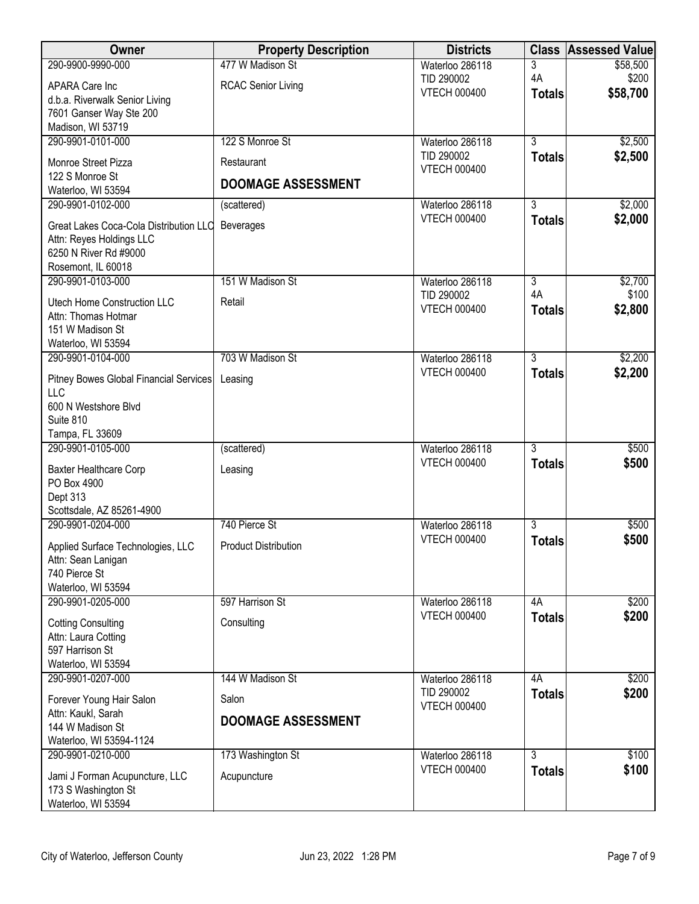| Owner | Property Description | Districts | Class | Assessed Value |
|---|---|---|---|---|
| 290-9900-9990-000<br>APARA Care Inc<br>d.b.a. Riverwalk Senior Living<br>7601 Ganser Way Ste 200<br>Madison, WI 53719 | 477 W Madison St<br>RCAC Senior Living | Waterloo 286118<br>TID 290002<br>VTECH 000400 | 3<br>4A<br>**Totals** | $58,500<br>$200<br>**$58,700** |
| 290-9901-0101-000<br>Monroe Street Pizza<br>122 S Monroe St<br>Waterloo, WI 53594 | 122 S Monroe St<br>Restaurant<br>**DOOMAGE ASSESSMENT** | Waterloo 286118<br>TID 290002<br>VTECH 000400 | 3<br>**Totals** | $2,500<br>**$2,500** |
| 290-9901-0102-000<br>Great Lakes Coca-Cola Distribution LLC<br>Attn: Reyes Holdings LLC<br>6250 N River Rd #9000<br>Rosemont, IL 60018 | (scattered)<br>Beverages | Waterloo 286118<br>VTECH 000400 | 3<br>**Totals** | $2,000<br>**$2,000** |
| 290-9901-0103-000<br>Utech Home Construction LLC<br>Attn: Thomas Hotmar<br>151 W Madison St<br>Waterloo, WI 53594 | 151 W Madison St<br>Retail | Waterloo 286118<br>TID 290002<br>VTECH 000400 | 3<br>4A<br>**Totals** | $2,700<br>$100<br>**$2,800** |
| 290-9901-0104-000<br>Pitney Bowes Global Financial Services LLC<br>600 N Westshore Blvd<br>Suite 810<br>Tampa, FL 33609 | 703 W Madison St<br>Leasing | Waterloo 286118<br>VTECH 000400 | 3<br>**Totals** | $2,200<br>**$2,200** |
| 290-9901-0105-000<br>Baxter Healthcare Corp<br>PO Box 4900<br>Dept 313<br>Scottsdale, AZ 85261-4900 | (scattered)<br>Leasing | Waterloo 286118<br>VTECH 000400 | 3<br>**Totals** | $500<br>**$500** |
| 290-9901-0204-000<br>Applied Surface Technologies, LLC<br>Attn: Sean Lanigan<br>740 Pierce St<br>Waterloo, WI 53594 | 740 Pierce St<br>Product Distribution | Waterloo 286118<br>VTECH 000400 | 3<br>**Totals** | $500<br>**$500** |
| 290-9901-0205-000<br>Cotting Consulting<br>Attn: Laura Cotting<br>597 Harrison St<br>Waterloo, WI 53594 | 597 Harrison St<br>Consulting | Waterloo 286118<br>VTECH 000400 | 4A<br>**Totals** | $200<br>**$200** |
| 290-9901-0207-000<br>Forever Young Hair Salon<br>Attn: Kaukl, Sarah<br>144 W Madison St<br>Waterloo, WI 53594-1124 | 144 W Madison St<br>Salon<br>**DOOMAGE ASSESSMENT** | Waterloo 286118<br>TID 290002<br>VTECH 000400 | 4A<br>**Totals** | $200<br>**$200** |
| 290-9901-0210-000<br>Jami J Forman Acupuncture, LLC<br>173 S Washington St<br>Waterloo, WI 53594 | 173 Washington St<br>Acupuncture | Waterloo 286118<br>VTECH 000400 | 3<br>**Totals** | $100<br>**$100** |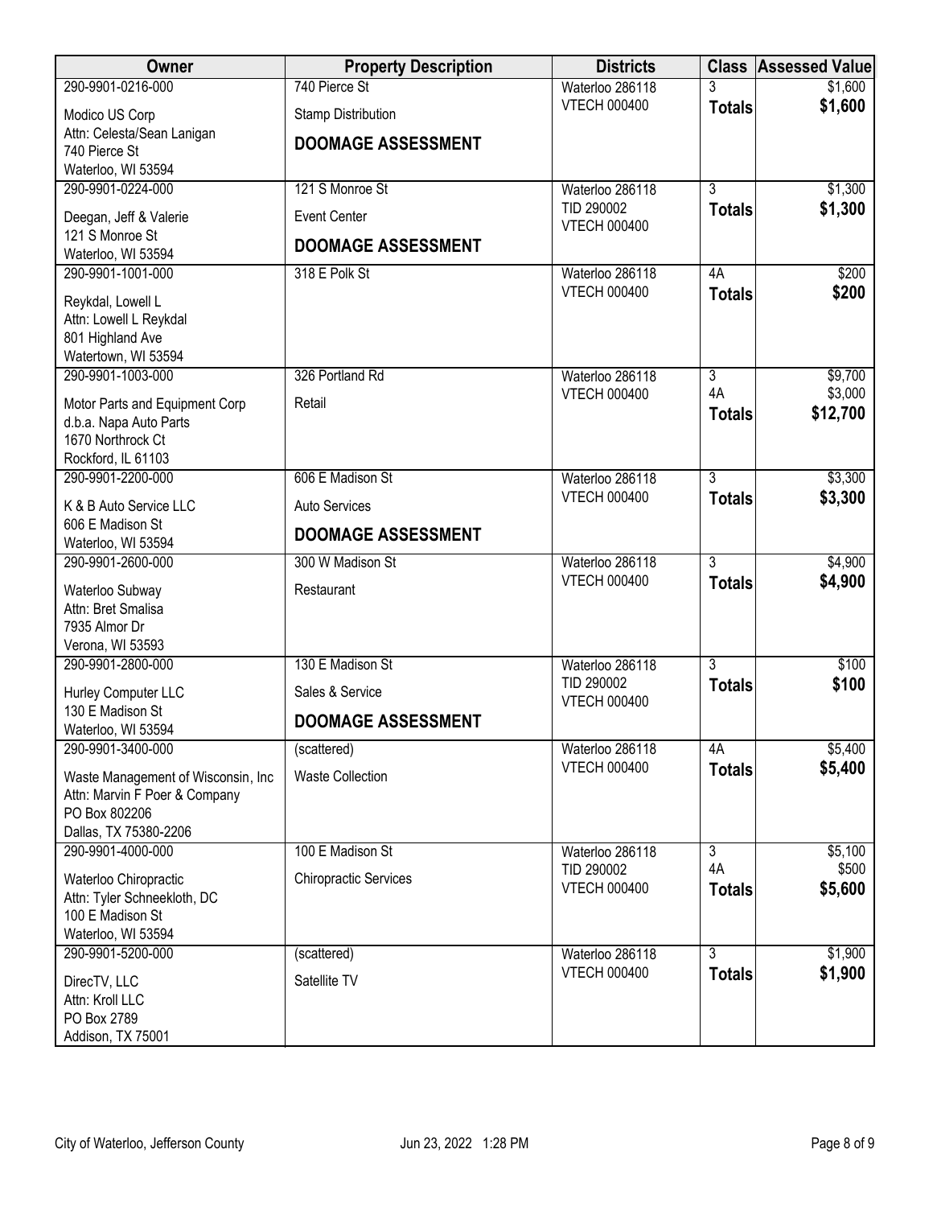| Owner | Property Description | Districts | Class | Assessed Value |
|---|---|---|---|---|
| 290-9901-0216-000<br>Modico US Corp<br>Attn: Celesta/Sean Lanigan<br>740 Pierce St<br>Waterloo, WI 53594 | 740 Pierce St<br>Stamp Distribution<br>**DOOMAGE ASSESSMENT** | Waterloo 286118<br>VTECH 000400 | 3<br>**Totals** | $1,600<br>**$1,600** |
| 290-9901-0224-000<br>Deegan, Jeff & Valerie<br>121 S Monroe St<br>Waterloo, WI 53594 | 121 S Monroe St<br>Event Center<br>**DOOMAGE ASSESSMENT** | Waterloo 286118<br>TID 290002<br>VTECH 000400 | 3<br>**Totals** | $1,300<br>**$1,300** |
| 290-9901-1001-000<br>Reykdal, Lowell L<br>Attn: Lowell L Reykdal<br>801 Highland Ave<br>Watertown, WI 53594 | 318 E Polk St | Waterloo 286118<br>VTECH 000400 | 4A<br>**Totals** | $200<br>**$200** |
| 290-9901-1003-000<br>Motor Parts and Equipment Corp<br>d.b.a. Napa Auto Parts<br>1670 Northrock Ct<br>Rockford, IL 61103 | 326 Portland Rd<br>Retail | Waterloo 286118<br>VTECH 000400 | 3<br>4A<br>**Totals** | $9,700<br>$3,000<br>**$12,700** |
| 290-9901-2200-000<br>K & B Auto Service LLC<br>606 E Madison St<br>Waterloo, WI 53594 | 606 E Madison St<br>Auto Services<br>**DOOMAGE ASSESSMENT** | Waterloo 286118<br>VTECH 000400 | 3<br>**Totals** | $3,300<br>**$3,300** |
| 290-9901-2600-000<br>Waterloo Subway<br>Attn: Bret Smalisa<br>7935 Almor Dr<br>Verona, WI 53593 | 300 W Madison St<br>Restaurant | Waterloo 286118<br>VTECH 000400 | 3<br>**Totals** | $4,900<br>**$4,900** |
| 290-9901-2800-000<br>Hurley Computer LLC<br>130 E Madison St<br>Waterloo, WI 53594 | 130 E Madison St<br>Sales & Service<br>**DOOMAGE ASSESSMENT** | Waterloo 286118<br>TID 290002<br>VTECH 000400 | 3<br>**Totals** | $100<br>**$100** |
| 290-9901-3400-000<br>Waste Management of Wisconsin, Inc<br>Attn: Marvin F Poer & Company<br>PO Box 802206<br>Dallas, TX 75380-2206 | (scattered)<br>Waste Collection | Waterloo 286118<br>VTECH 000400 | 4A<br>**Totals** | $5,400<br>**$5,400** |
| 290-9901-4000-000<br>Waterloo Chiropractic<br>Attn: Tyler Schneekloth, DC<br>100 E Madison St<br>Waterloo, WI 53594 | 100 E Madison St<br>Chiropractic Services | Waterloo 286118<br>TID 290002<br>VTECH 000400 | 3<br>4A<br>**Totals** | $5,100<br>$500<br>**$5,600** |
| 290-9901-5200-000<br>DirecTV, LLC<br>Attn: Kroll LLC<br>PO Box 2789<br>Addison, TX 75001 | (scattered)<br>Satellite TV | Waterloo 286118<br>VTECH 000400 | 3<br>**Totals** | $1,900<br>**$1,900** |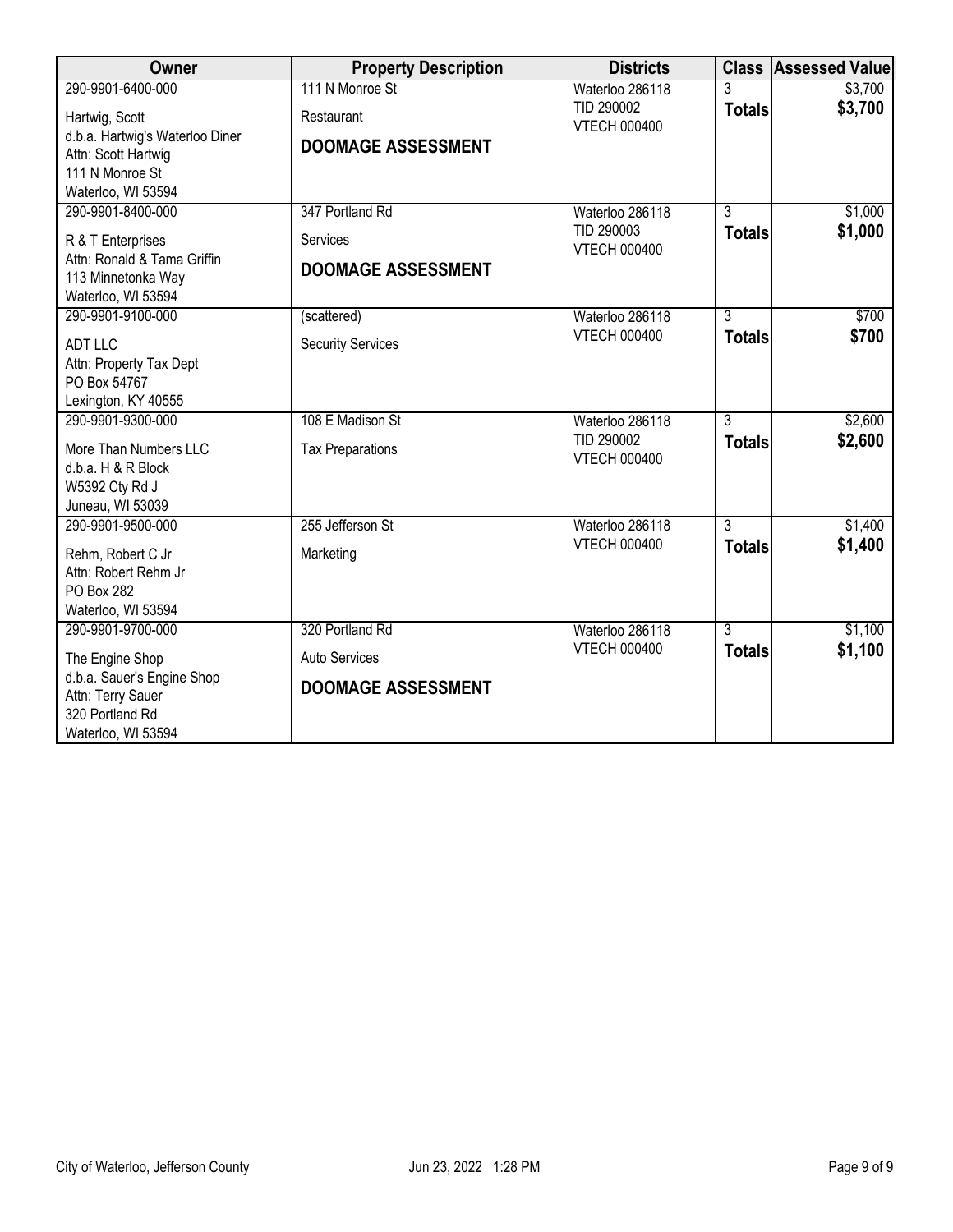| Owner | Property Description | Districts | Class | Assessed Value |
|---|---|---|---|---|
| 290-9901-6400-000<br>Hartwig, Scott<br>d.b.a. Hartwig's Waterloo Diner<br>Attn: Scott Hartwig<br>111 N Monroe St<br>Waterloo, WI 53594 | 111 N Monroe St<br>Restaurant<br>**DOOMAGE ASSESSMENT** | Waterloo 286118<br>TID 290002<br>VTECH 000400 | 3<br>**Totals** | \$3,700<br>**\$3,700** |
| 290-9901-8400-000<br>R & T Enterprises<br>Attn: Ronald & Tama Griffin<br>113 Minnetonka Way<br>Waterloo, WI 53594 | 347 Portland Rd<br>Services<br>**DOOMAGE ASSESSMENT** | Waterloo 286118<br>TID 290003<br>VTECH 000400 | 3<br>**Totals** | \$1,000<br>**\$1,000** |
| 290-9901-9100-000<br>ADT LLC<br>Attn: Property Tax Dept<br>PO Box 54767<br>Lexington, KY 40555 | (scattered)<br>Security Services | Waterloo 286118<br>VTECH 000400 | 3<br>**Totals** | \$700<br>**\$700** |
| 290-9901-9300-000<br>More Than Numbers LLC<br>d.b.a. H & R Block<br>W5392 Cty Rd J<br>Juneau, WI 53039 | 108 E Madison St<br>Tax Preparations | Waterloo 286118<br>TID 290002<br>VTECH 000400 | 3<br>**Totals** | \$2,600<br>**\$2,600** |
| 290-9901-9500-000<br>Rehm, Robert C Jr<br>Attn: Robert Rehm Jr<br>PO Box 282<br>Waterloo, WI 53594 | 255 Jefferson St<br>Marketing | Waterloo 286118<br>VTECH 000400 | 3<br>**Totals** | \$1,400<br>**\$1,400** |
| 290-9901-9700-000<br>The Engine Shop<br>d.b.a. Sauer's Engine Shop<br>Attn: Terry Sauer<br>320 Portland Rd<br>Waterloo, WI 53594 | 320 Portland Rd<br>Auto Services<br>**DOOMAGE ASSESSMENT** | Waterloo 286118<br>VTECH 000400 | 3<br>**Totals** | \$1,100<br>**\$1,100** |

City of Waterloo, Jefferson County — Jun 23, 2022 1:28 PM